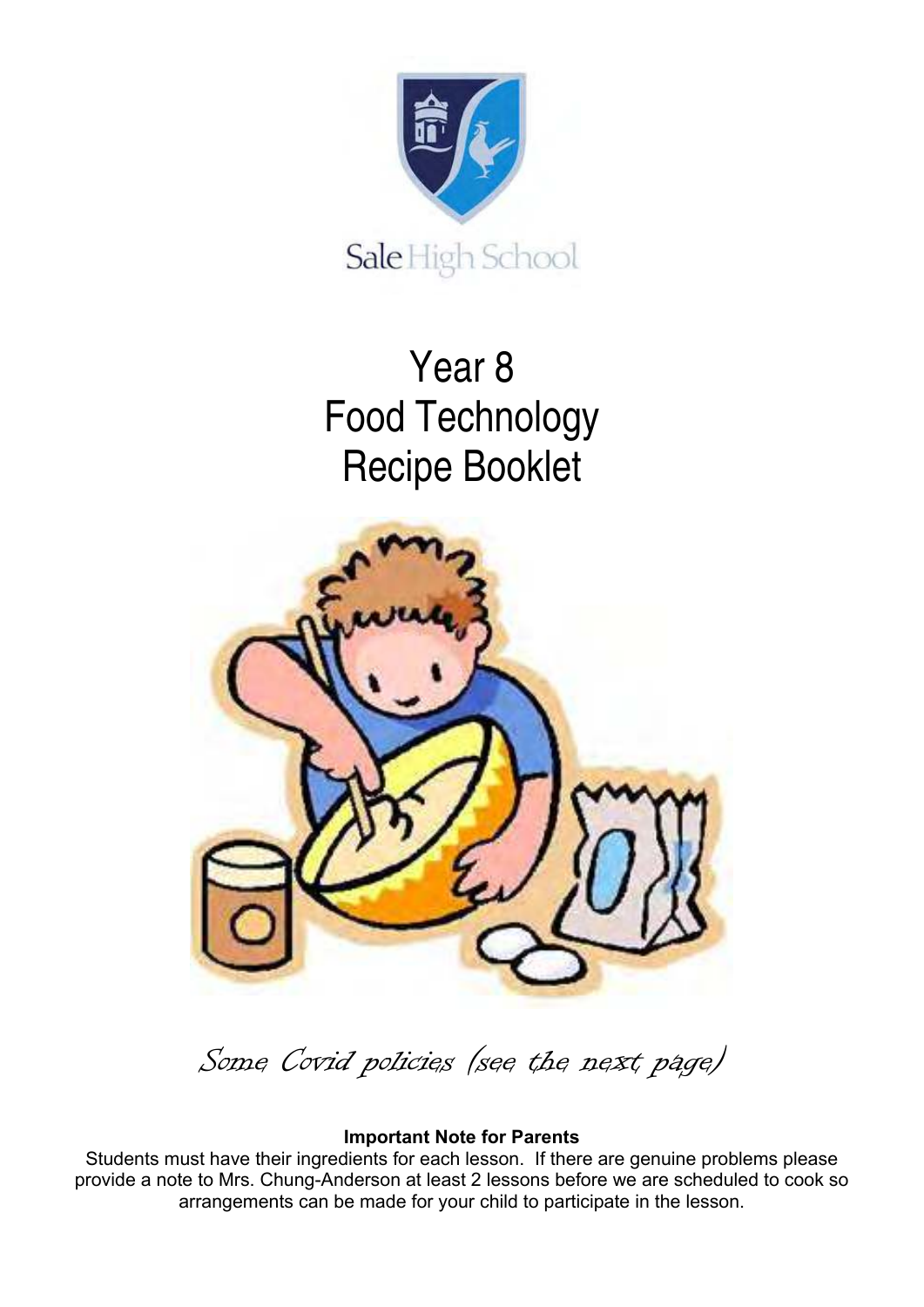Sale High School

# Year 8
# Food Technology
# Recipe Booklet

*Some Covid policies (see the next page)*

**Important Note for Parents**

Students must have their ingredients for each lesson. If there are genuine problems please provide a note to Mrs. Chung-Anderson at least 2 lessons before we are scheduled to cook so arrangements can be made for your child to participate in the lesson.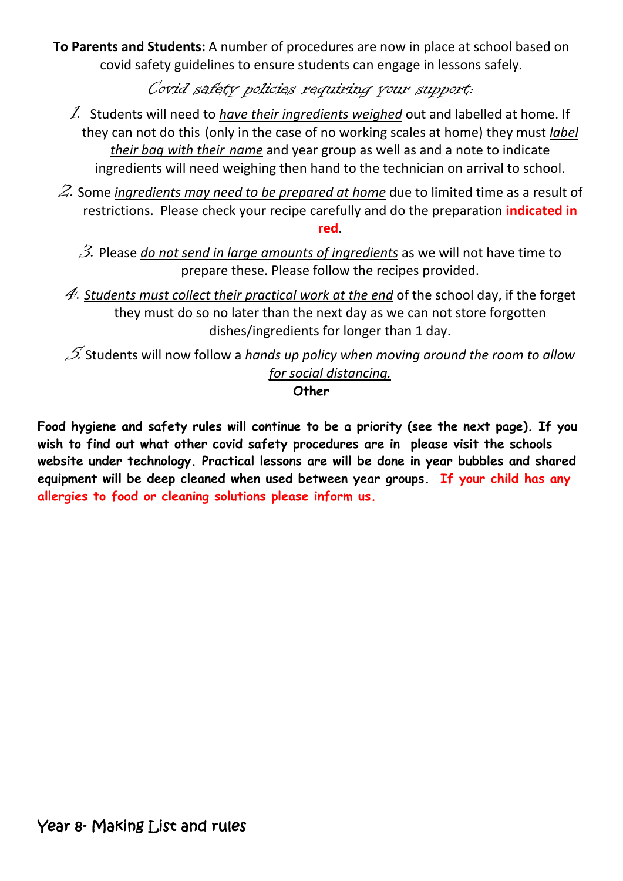**To Parents and Students:** A number of procedures are now in place at school based on covid safety guidelines to ensure students can engage in lessons safely.

## *Covid safety policies requiring your support:*

1. Students will need to *have their ingredients weighed* out and labelled at home. If they can not do this (only in the case of no working scales at home) they must *label their bag with their name* and year group as well as and a note to indicate ingredients will need weighing then hand to the technician on arrival to school.
2. Some *ingredients may need to be prepared at home* due to limited time as a result of restrictions. Please check your recipe carefully and do the preparation **indicated in red**.
3. Please *do not send in large amounts of ingredients* as we will not have time to prepare these. Please follow the recipes provided.
4. *Students must collect their practical work at the end* of the school day, if the forget they must do so no later than the next day as we can not store forgotten dishes/ingredients for longer than 1 day.
5. Students will now follow a *hands up policy when moving around the room to allow for social distancing.*

**Other**

**Food hygiene and safety rules will continue to be a priority (see the next page). If you wish to find out what other covid safety procedures are in please visit the schools website under technology. Practical lessons are will be done in year bubbles and shared equipment will be deep cleaned when used between year groups. If your child has any allergies to food or cleaning solutions please inform us.**

Year 8- Making List and rules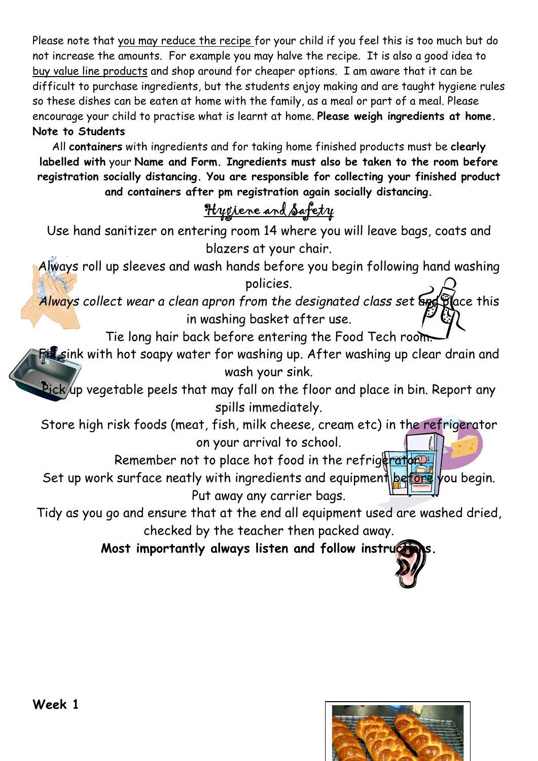Please note that <u>you may reduce the recipe</u> for your child if you feel this is too much but do not increase the amounts. For example you may halve the recipe. It is also a good idea to <u>buy value line products</u> and shop around for cheaper options. I am aware that it can be difficult to purchase ingredients, but the students enjoy making and are taught hygiene rules so these dishes can be eaten at home with the family, as a meal or part of a meal. Please encourage your child to practise what is learnt at home. **Please weigh ingredients at home.**

**Note to Students**

All **containers** with ingredients and for taking home finished products must be **clearly labelled with** your **Name and Form. Ingredients must also be taken to the room before registration socially distancing. You are responsible for collecting your finished product and containers after pm registration again socially distancing.**

## Hygiene and Safety

Use hand sanitizer on entering room 14 where you will leave bags, coats and blazers at your chair.

Always roll up sleeves and wash hands before you begin following hand washing policies.

*Always collect wear a clean apron from the designated class set* and place this in washing basket after use.

Tie long hair back before entering the Food Tech room.

Fill sink with hot soapy water for washing up. After washing up clear drain and wash your sink.

Pick up vegetable peels that may fall on the floor and place in bin. Report any spills immediately.

Store high risk foods (meat, fish, milk cheese, cream etc) in the refrigerator on your arrival to school.

Remember not to place hot food in the refrigerator.

Set up work surface neatly with ingredients and equipment before you begin. Put away any carrier bags.

Tidy as you go and ensure that at the end all equipment used are washed dried, checked by the teacher then packed away.

**Most importantly always listen and follow instructions.**

**Week 1**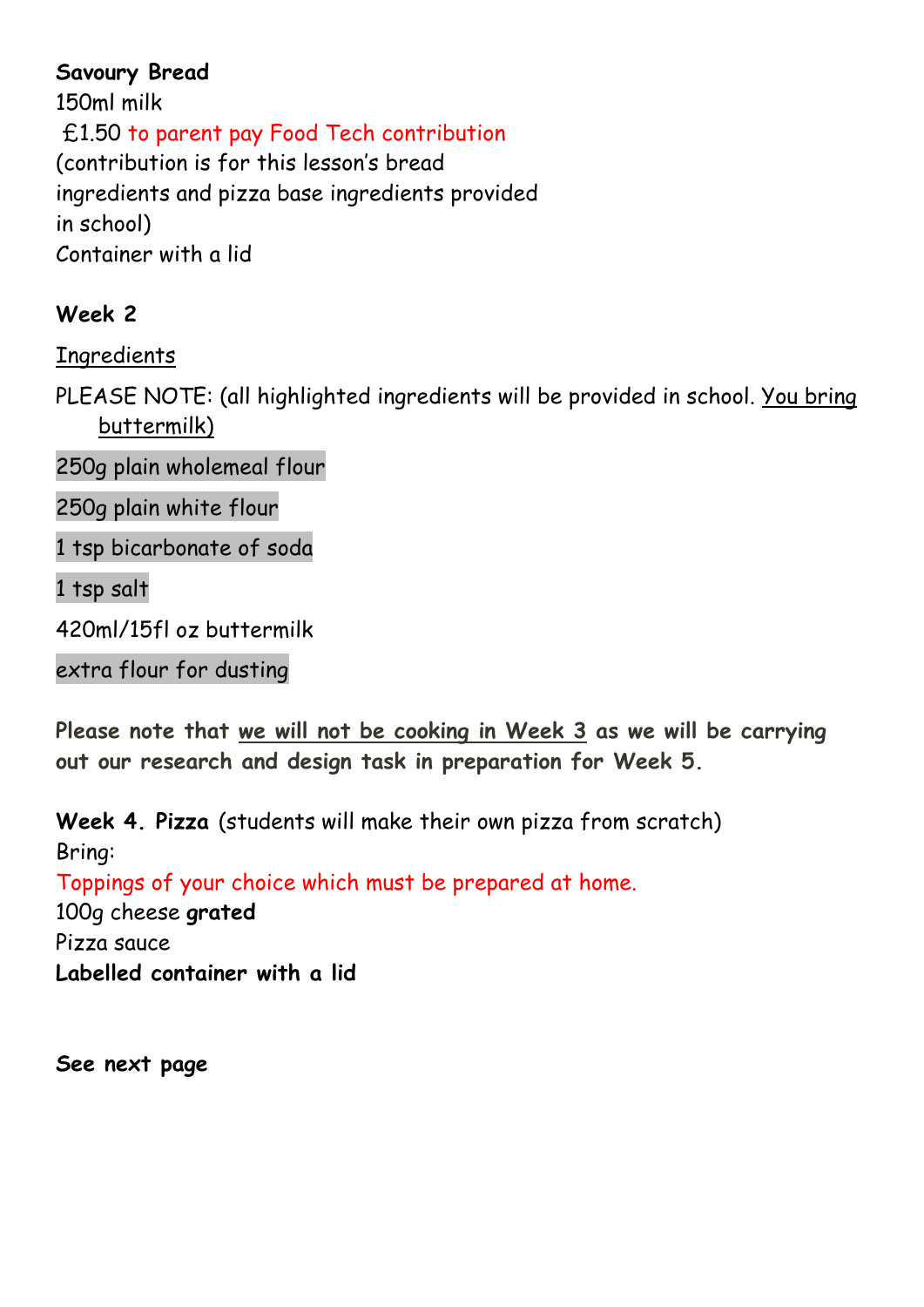**Savoury Bread**
150ml milk
£1.50 to parent pay Food Tech contribution
(contribution is for this lesson's bread ingredients and pizza base ingredients provided in school)
Container with a lid

**Week 2**

Ingredients

PLEASE NOTE: (all highlighted ingredients will be provided in school. You bring buttermilk)

250g plain wholemeal flour

250g plain white flour

1 tsp bicarbonate of soda

1 tsp salt

420ml/15fl oz buttermilk

extra flour for dusting

**Please note that we will not be cooking in Week 3 as we will be carrying out our research and design task in preparation for Week 5.**

**Week 4. Pizza** (students will make their own pizza from scratch)
Bring:
Toppings of your choice which must be prepared at home.
100g cheese **grated**
Pizza sauce
**Labelled container with a lid**

**See next page**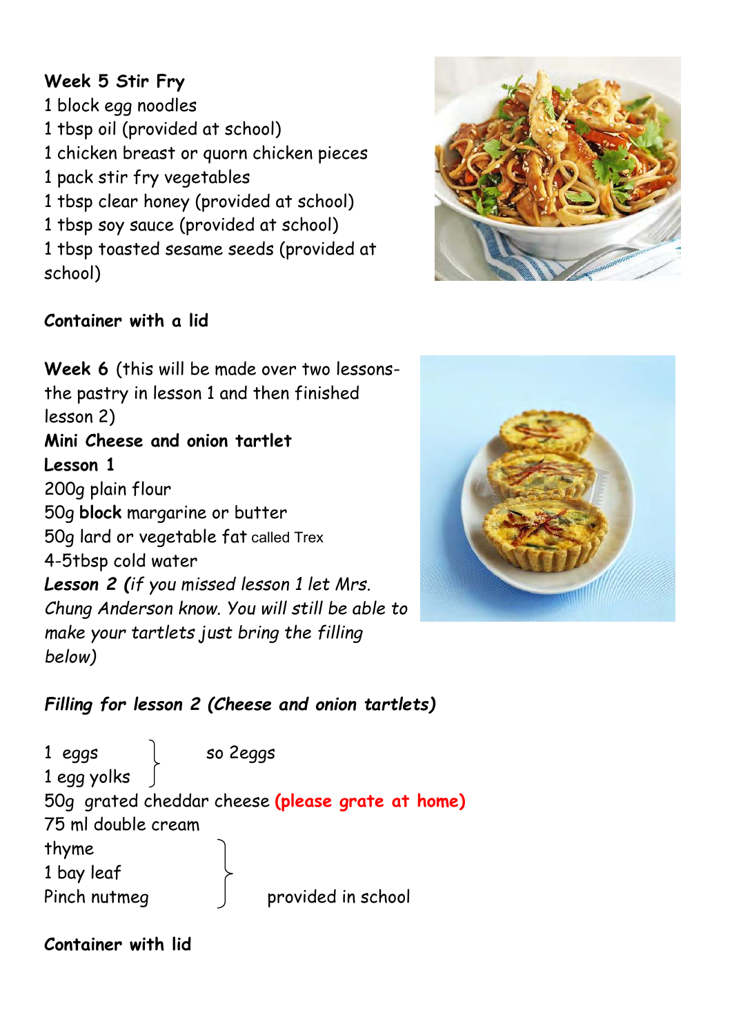**Week 5 Stir Fry**
1 block egg noodles
1 tbsp oil (provided at school)
1 chicken breast or quorn chicken pieces
1 pack stir fry vegetables
1 tbsp clear honey (provided at school)
1 tbsp soy sauce (provided at school)
1 tbsp toasted sesame seeds (provided at school)

**Container with a lid**

**Week 6** (this will be made over two lessons- the pastry in lesson 1 and then finished lesson 2)
**Mini Cheese and onion tartlet**
**Lesson 1**
200g plain flour
50g **block** margarine or butter
50g lard or vegetable fat called Trex
4-5tbsp cold water
***Lesson 2 (****if you missed lesson 1 let Mrs. Chung Anderson know. You will still be able to make your tartlets just bring the filling below)*

***Filling for lesson 2 (Cheese and onion tartlets)***

1 eggs
1 egg yolks } so 2eggs
50g grated cheddar cheese **(please grate at home)**
75 ml double cream
thyme
1 bay leaf
Pinch nutmeg } provided in school

**Container with lid**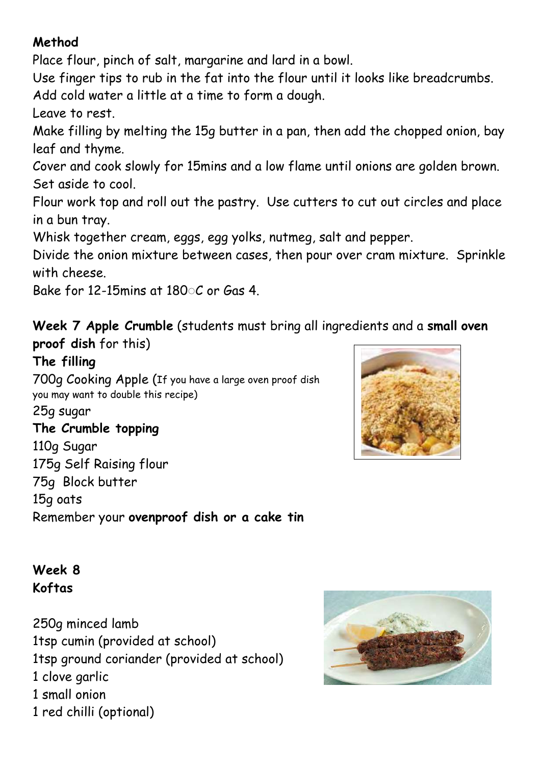**Method**

Place flour, pinch of salt, margarine and lard in a bowl.

Use finger tips to rub in the fat into the flour until it looks like breadcrumbs.

Add cold water a little at a time to form a dough.

Leave to rest.

Make filling by melting the 15g butter in a pan, then add the chopped onion, bay leaf and thyme.

Cover and cook slowly for 15mins and a low flame until onions are golden brown. Set aside to cool.

Flour work top and roll out the pastry. Use cutters to cut out circles and place in a bun tray.

Whisk together cream, eggs, egg yolks, nutmeg, salt and pepper.

Divide the onion mixture between cases, then pour over cram mixture. Sprinkle with cheese.

Bake for 12-15mins at 180°C or Gas 4.

**Week 7 Apple Crumble** (students must bring all ingredients and a **small oven proof dish** for this)

**The filling**

700g Cooking Apple (If you have a large oven proof dish you may want to double this recipe)

25g sugar

**The Crumble topping**

110g Sugar

175g Self Raising flour

75g Block butter

15g oats

Remember your **ovenproof dish or a cake tin**

**Week 8**

**Koftas**

250g minced lamb

1tsp cumin (provided at school)

1tsp ground coriander (provided at school)

1 clove garlic

1 small onion

1 red chilli (optional)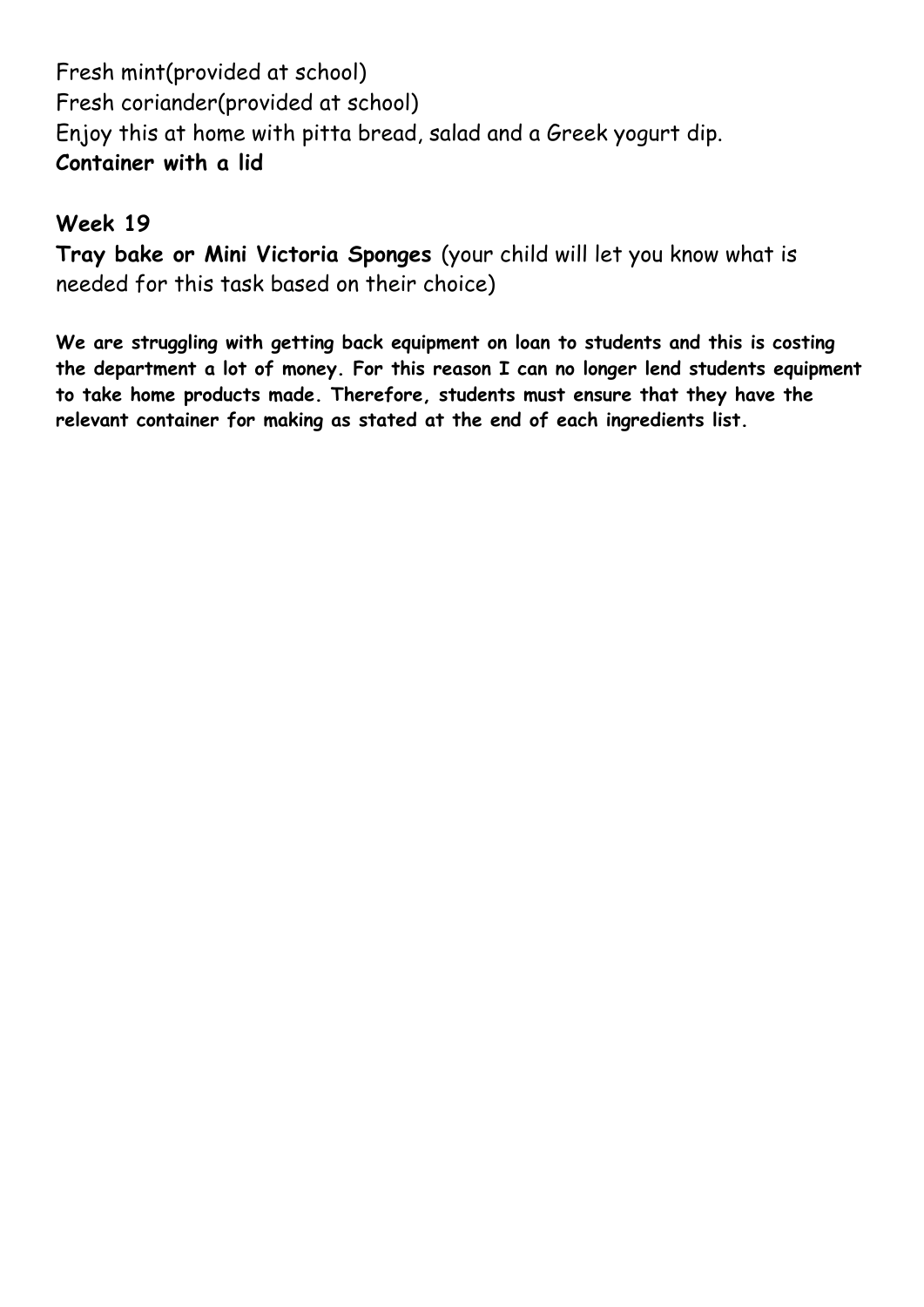Fresh mint(provided at school)
Fresh coriander(provided at school)
Enjoy this at home with pitta bread, salad and a Greek yogurt dip.
**Container with a lid**

**Week 19**

**Tray bake or Mini Victoria Sponges** (your child will let you know what is needed for this task based on their choice)

**We are struggling with getting back equipment on loan to students and this is costing the department a lot of money. For this reason I can no longer lend students equipment to take home products made. Therefore, students must ensure that they have the relevant container for making as stated at the end of each ingredients list.**